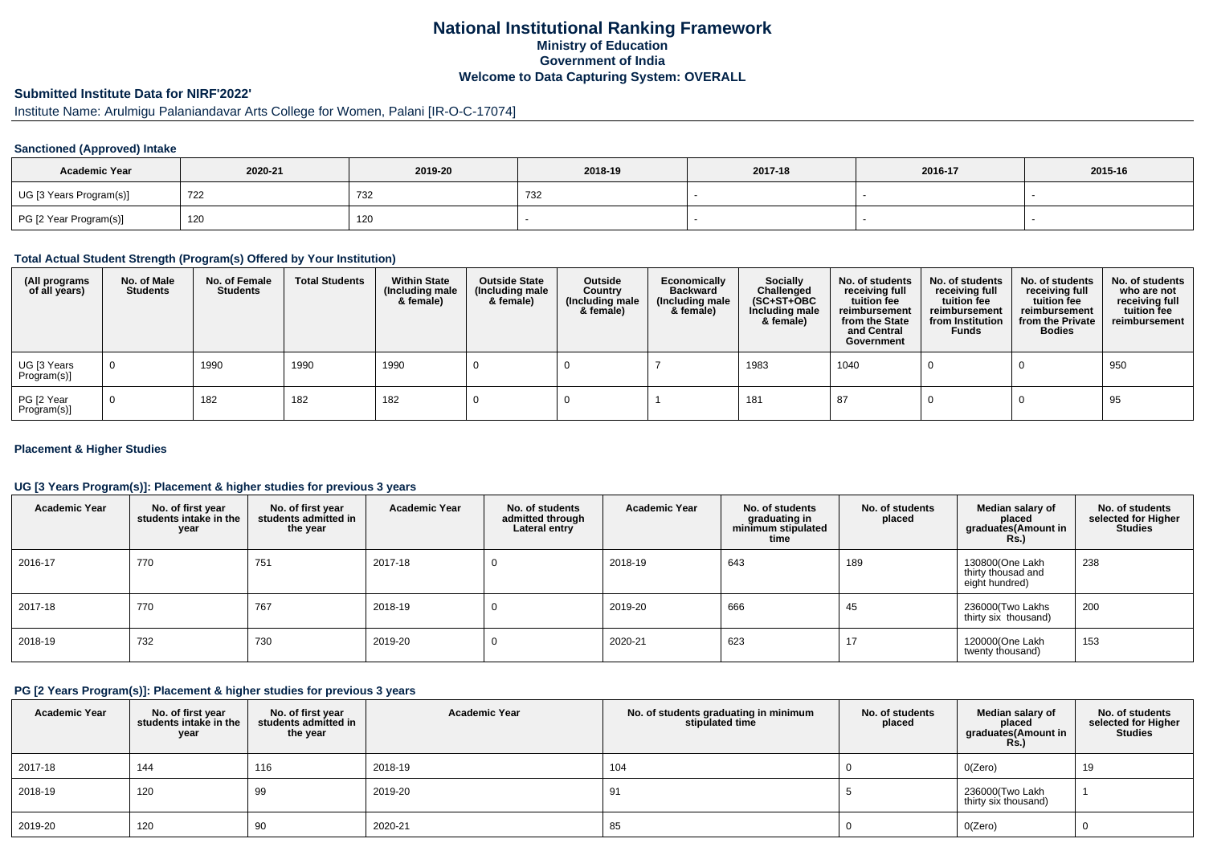# National Institutional Ranking Framework
## Ministry of Education
## Government of India
## Welcome to Data Capturing System: OVERALL

### Submitted Institute Data for NIRF'2022'

Institute Name: Arulmigu Palaniandavar Arts College for Women, Palani [IR-O-C-17074]

#### Sanctioned (Approved) Intake

| Academic Year | 2020-21 | 2019-20 | 2018-19 | 2017-18 | 2016-17 | 2015-16 |
|---|---|---|---|---|---|---|
| UG [3 Years Program(s)] | 722 | 732 | 732 | - | - | - |
| PG [2 Year Program(s)] | 120 | 120 | - | - | - | - |

#### Total Actual Student Strength (Program(s) Offered by Your Institution)

| (All programs of all years) | No. of Male Students | No. of Female Students | Total Students | Within State (Including male & female) | Outside State (Including male & female) | Outside Country (Including male & female) | Economically Backward (Including male & female) | Socially Challenged (SC+ST+OBC Including male & female) | No. of students receiving full tuition fee reimbursement from the State and Central Government | No. of students receiving full tuition fee reimbursement from Institution Funds | No. of students receiving full tuition fee reimbursement from the Private Bodies | No. of students who are not receiving full tuition fee reimbursement |
|---|---|---|---|---|---|---|---|---|---|---|---|---|
| UG [3 Years Program(s)] | 0 | 1990 | 1990 | 1990 | 0 | 0 | 7 | 1983 | 1040 | 0 | 0 | 950 |
| PG [2 Year Program(s)] | 0 | 182 | 182 | 182 | 0 | 0 | 1 | 181 | 87 | 0 | 0 | 95 |

#### Placement & Higher Studies

#### UG [3 Years Program(s)]: Placement & higher studies for previous 3 years

| Academic Year | No. of first year students intake in the year | No. of first year students admitted in the year | Academic Year | No. of students admitted through Lateral entry | Academic Year | No. of students graduating in minimum stipulated time | No. of students placed | Median salary of placed graduates(Amount in Rs.) | No. of students selected for Higher Studies |
|---|---|---|---|---|---|---|---|---|---|
| 2016-17 | 770 | 751 | 2017-18 | 0 | 2018-19 | 643 | 189 | 130800(One Lakh thirty thousad and eight hundred) | 238 |
| 2017-18 | 770 | 767 | 2018-19 | 0 | 2019-20 | 666 | 45 | 236000(Two Lakhs thirty six thousand) | 200 |
| 2018-19 | 732 | 730 | 2019-20 | 0 | 2020-21 | 623 | 17 | 120000(One Lakh twenty thousand) | 153 |

#### PG [2 Years Program(s)]: Placement & higher studies for previous 3 years

| Academic Year | No. of first year students intake in the year | No. of first year students admitted in the year | Academic Year | No. of students graduating in minimum stipulated time | No. of students placed | Median salary of placed graduates(Amount in Rs.) | No. of students selected for Higher Studies |
|---|---|---|---|---|---|---|---|
| 2017-18 | 144 | 116 | 2018-19 | 104 | 0 | 0(Zero) | 19 |
| 2018-19 | 120 | 99 | 2019-20 | 91 | 5 | 236000(Two Lakh thirty six thousand) | 1 |
| 2019-20 | 120 | 90 | 2020-21 | 85 | 0 | 0(Zero) | 0 |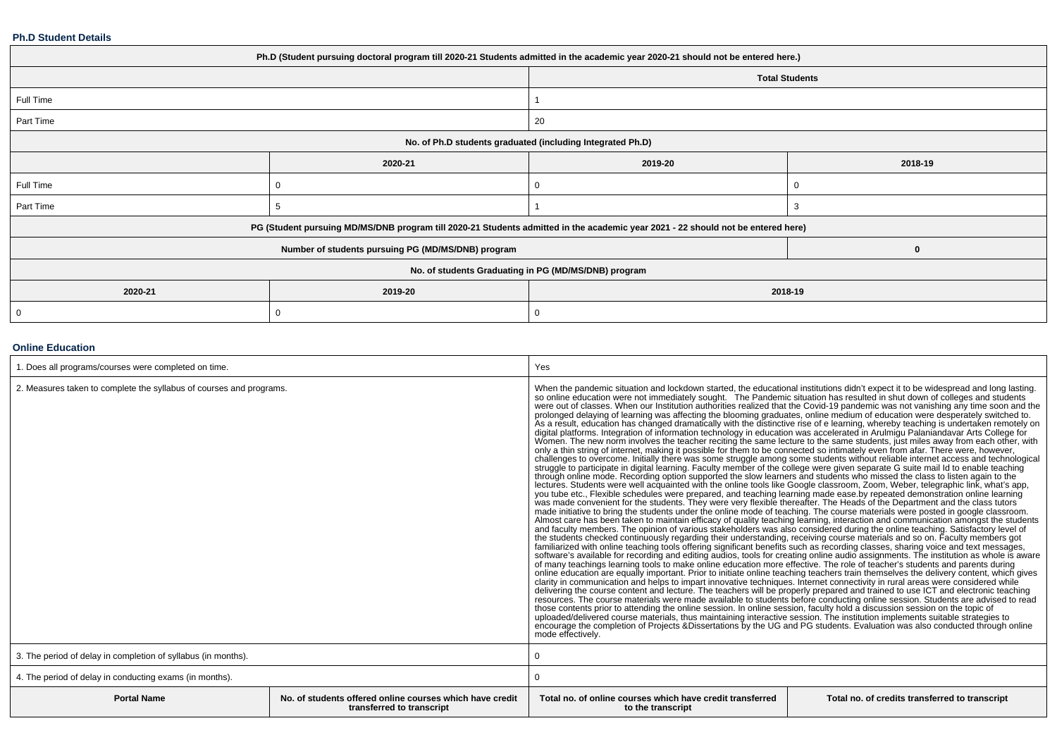### Ph.D Student Details

| Ph.D (Student pursuing doctoral program till 2020-21 Students admitted in the academic year 2020-21 should not be entered here.) | | | |
|---|---|---|---|
| | | Total Students | |
| Full Time | | 1 | |
| Part Time | | 20 | |
| No. of Ph.D students graduated (including Integrated Ph.D) | | | |
| | 2020-21 | 2019-20 | 2018-19 |
| Full Time | 0 | 0 | 0 |
| Part Time | 5 | 1 | 3 |
| PG (Student pursuing MD/MS/DNB program till 2020-21 Students admitted in the academic year 2021 - 22 should not be entered here) | | | |
| Number of students pursuing PG (MD/MS/DNB) program | | | 0 |
| No. of students Graduating in PG (MD/MS/DNB) program | | | |
| 2020-21 | 2019-20 | 2018-19 | |
| 0 | 0 | 0 | |

### Online Education

| | | | |
|---|---|---|---|
| 1. Does all programs/courses were completed on time. | | Yes | |
| 2. Measures taken to complete the syllabus of courses and programs. | | When the pandemic situation and lockdown started, the educational institutions didn't expect it to be widespread and long lasting. so online education were not immediately sought. The Pandemic situation has resulted in shut down of colleges and students were out of classes. When our Institution authorities realized that the Covid-19 pandemic was not vanishing any time soon and the prolonged delaying of learning was affecting the blooming graduates, online medium of education were desperately switched to. As a result, education has changed dramatically with the distinctive rise of e learning, whereby teaching is undertaken remotely on digital platforms. Integration of information technology in education was accelerated in Arulmigu Palaniandavar Arts College for Women. The new norm involves the teacher reciting the same lecture to the same students, just miles away from each other, with only a thin string of internet, making it possible for them to be connected so intimately even from afar. There were, however, challenges to overcome. Initially there was some struggle among some students without reliable internet access and technological struggle to participate in digital learning. Faculty member of the college were given separate G suite mail Id to enable teaching through online mode. Recording option supported the slow learners and students who missed the class to listen again to the lectures. Students were well acquainted with the online tools like Google classroom, Zoom, Weber, telegraphic link, what's app, you tube etc., Flexible schedules were prepared, and teaching learning made ease.by repeated demonstration online learning was made convenient for the students. They were very flexible thereafter. The Heads of the Department and the class tutors made initiative to bring the students under the online mode of teaching. The course materials were posted in google classroom. Almost care has been taken to maintain efficacy of quality teaching learning, interaction and communication amongst the students and faculty members. The opinion of various stakeholders was also considered during the online teaching. Satisfactory level of the students checked continuously regarding their understanding, receiving course materials and so on. Faculty members got familiarized with online teaching tools offering significant benefits such as recording classes, sharing voice and text messages, software's available for recording and editing audios, tools for creating online audio assignments. The institution as whole is aware of many teachings learning tools to make online education more effective. The role of teacher's students and parents during online education are equally important. Prior to initiate online teaching teachers train themselves the delivery content, which gives clarity in communication and helps to impart innovative techniques. Internet connectivity in rural areas were considered while delivering the course content and lecture. The teachers will be properly prepared and trained to use ICT and electronic teaching resources. The course materials were made available to students before conducting online session. Students are advised to read those contents prior to attending the online session. In online session, faculty hold a discussion session on the topic of uploaded/delivered course materials, thus maintaining interactive session. The institution implements suitable strategies to encourage the completion of Projects &Dissertations by the UG and PG students. Evaluation was also conducted through online mode effectively. | |
| 3. The period of delay in completion of syllabus (in months). | | 0 | |
| 4. The period of delay in conducting exams (in months). | | 0 | |
| **Portal Name** | **No. of students offered online courses which have credit transferred to transcript** | **Total no. of online courses which have credit transferred to the transcript** | **Total no. of credits transferred to transcript** |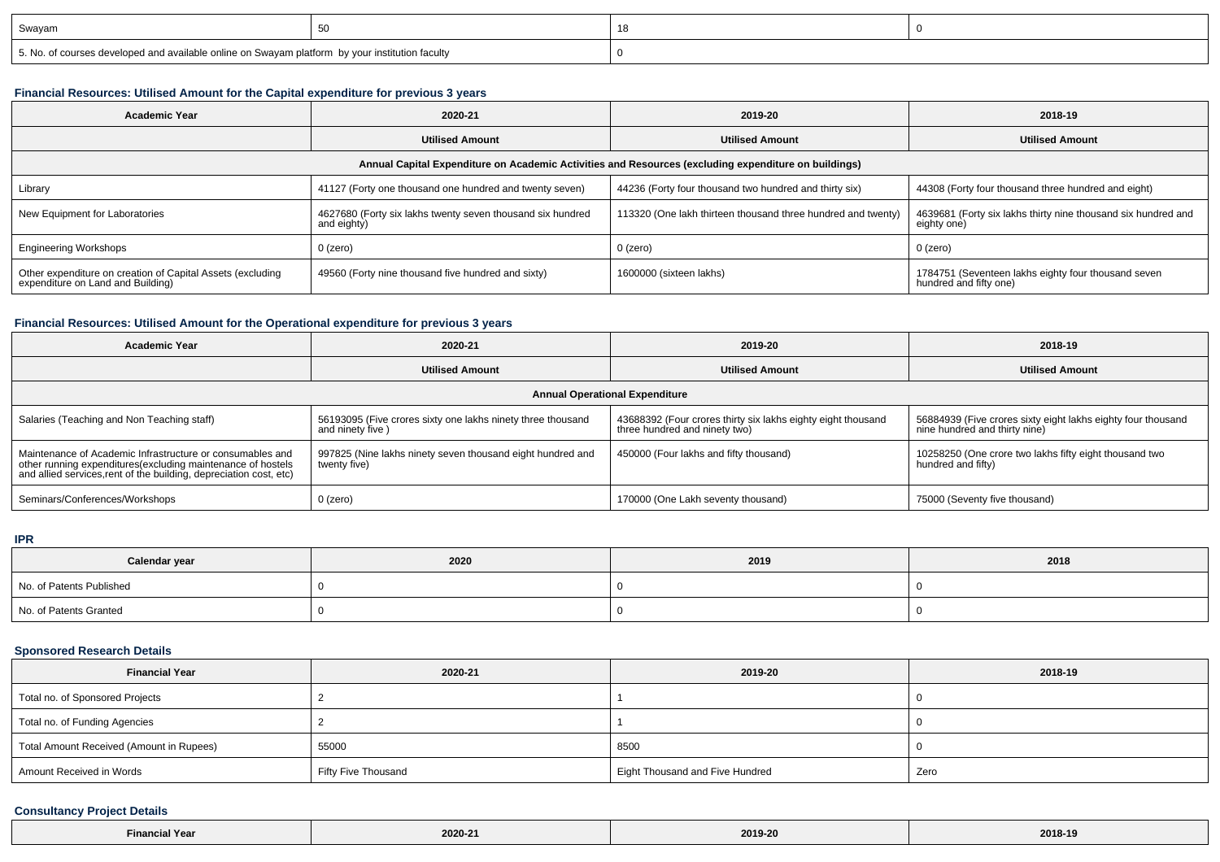| Swayam | 50 | 18 | 0 |
|---|---|---|---|
| 5. No. of courses developed and available online on Swayam platform by your institution faculty | | 0 | |

### Financial Resources: Utilised Amount for the Capital expenditure for previous 3 years

| Academic Year | 2020-21 | 2019-20 | 2018-19 |
|---|---|---|---|
| | Utilised Amount | Utilised Amount | Utilised Amount |
| Annual Capital Expenditure on Academic Activities and Resources (excluding expenditure on buildings) | | | |
| Library | 41127 (Forty one thousand one hundred and twenty seven) | 44236 (Forty four thousand two hundred and thirty six) | 44308 (Forty four thousand three hundred and eight) |
| New Equipment for Laboratories | 4627680 (Forty six lakhs twenty seven thousand six hundred and eighty) | 113320 (One lakh thirteen thousand three hundred and twenty) | 4639681 (Forty six lakhs thirty nine thousand six hundred and eighty one) |
| Engineering Workshops | 0 (zero) | 0 (zero) | 0 (zero) |
| Other expenditure on creation of Capital Assets (excluding expenditure on Land and Building) | 49560 (Forty nine thousand five hundred and sixty) | 1600000 (sixteen lakhs) | 1784751 (Seventeen lakhs eighty four thousand seven hundred and fifty one) |

### Financial Resources: Utilised Amount for the Operational expenditure for previous 3 years

| Academic Year | 2020-21 | 2019-20 | 2018-19 |
|---|---|---|---|
| | Utilised Amount | Utilised Amount | Utilised Amount |
| Annual Operational Expenditure | | | |
| Salaries (Teaching and Non Teaching staff) | 56193095 (Five crores sixty one lakhs ninety three thousand and ninety five ) | 43688392 (Four crores thirty six lakhs eighty eight thousand three hundred and ninety two) | 56884939 (Five crores sixty eight lakhs eighty four thousand nine hundred and thirty nine) |
| Maintenance of Academic Infrastructure or consumables and other running expenditures(excluding maintenance of hostels and allied services,rent of the building, depreciation cost, etc) | 997825 (Nine lakhs ninety seven thousand eight hundred and twenty five) | 450000 (Four lakhs and fifty thousand) | 10258250 (One crore two lakhs fifty eight thousand two hundred and fifty) |
| Seminars/Conferences/Workshops | 0 (zero) | 170000 (One Lakh seventy thousand) | 75000 (Seventy five thousand) |

### IPR

| Calendar year | 2020 | 2019 | 2018 |
|---|---|---|---|
| No. of Patents Published | 0 | 0 | 0 |
| No. of Patents Granted | 0 | 0 | 0 |

### Sponsored Research Details

| Financial Year | 2020-21 | 2019-20 | 2018-19 |
|---|---|---|---|
| Total no. of Sponsored Projects | 2 | 1 | 0 |
| Total no. of Funding Agencies | 2 | 1 | 0 |
| Total Amount Received (Amount in Rupees) | 55000 | 8500 | 0 |
| Amount Received in Words | Fifty Five Thousand | Eight Thousand and Five Hundred | Zero |

### Consultancy Project Details

| Financial Year | 2020-21 | 2019-20 | 2018-19 |
|---|---|---|---|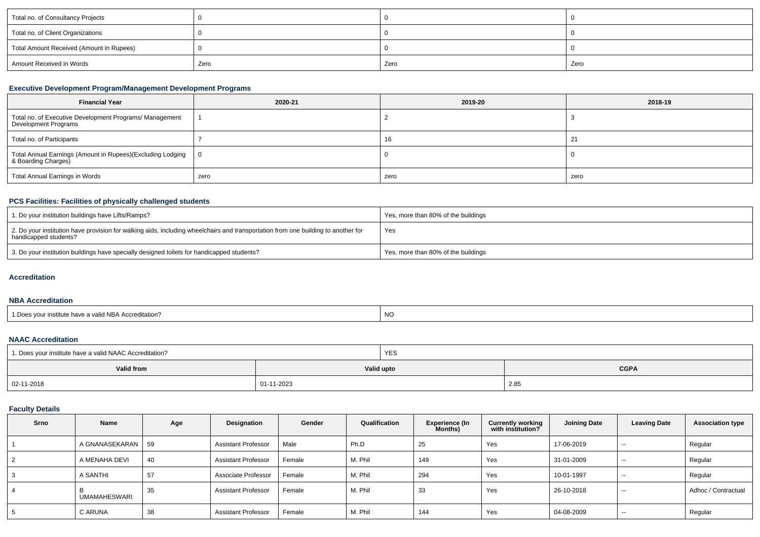| Total no. of Consultancy Projects | 0 | 0 | 0 |
|---|---|---|---|
| Total no. of Client Organizations | 0 | 0 | 0 |
| Total Amount Received (Amount in Rupees) | 0 | 0 | 0 |
| Amount Received in Words | Zero | Zero | Zero |

### Executive Development Program/Management Development Programs

| Financial Year | 2020-21 | 2019-20 | 2018-19 |
|---|---|---|---|
| Total no. of Executive Development Programs/ Management Development Programs | 1 | 2 | 3 |
| Total no. of Participants | 7 | 16 | 21 |
| Total Annual Earnings (Amount in Rupees)(Excluding Lodging & Boarding Charges) | 0 | 0 | 0 |
| Total Annual Earnings in Words | zero | zero | zero |

### PCS Facilities: Facilities of physically challenged students

| | |
|---|---|
| 1. Do your institution buildings have Lifts/Ramps? | Yes, more than 80% of the buildings |
| 2. Do your institution have provision for walking aids, including wheelchairs and transportation from one building to another for handicapped students? | Yes |
| 3. Do your institution buildings have specially designed toilets for handicapped students? | Yes, more than 80% of the buildings |

### Accreditation

### NBA Accreditation

| | |
|---|---|
| 1.Does your institute have a valid NBA Accreditation? | NO |

### NAAC Accreditation

| 1. Does your institute have a valid NAAC Accreditation? | YES | |
|---|---|---|
| **Valid from** | **Valid upto** | **CGPA** |
| 02-11-2018 | 01-11-2023 | 2.85 |

### Faculty Details

| Srno | Name | Age | Designation | Gender | Qualification | Experience (In Months) | Currently working with institution? | Joining Date | Leaving Date | Association type |
|---|---|---|---|---|---|---|---|---|---|---|
| 1 | A GNANASEKARAN | 59 | Assistant Professor | Male | Ph.D | 25 | Yes | 17-06-2019 | -- | Regular |
| 2 | A MENAHA DEVI | 40 | Assistant Professor | Female | M. Phil | 149 | Yes | 31-01-2009 | -- | Regular |
| 3 | A SANTHI | 57 | Associate Professor | Female | M. Phil | 294 | Yes | 10-01-1997 | -- | Regular |
| 4 | B UMAMAHESWARI | 35 | Assistant Professor | Female | M. Phil | 33 | Yes | 26-10-2018 | -- | Adhoc / Contractual |
| 5 | C ARUNA | 38 | Assistant Professor | Female | M. Phil | 144 | Yes | 04-08-2009 | -- | Regular |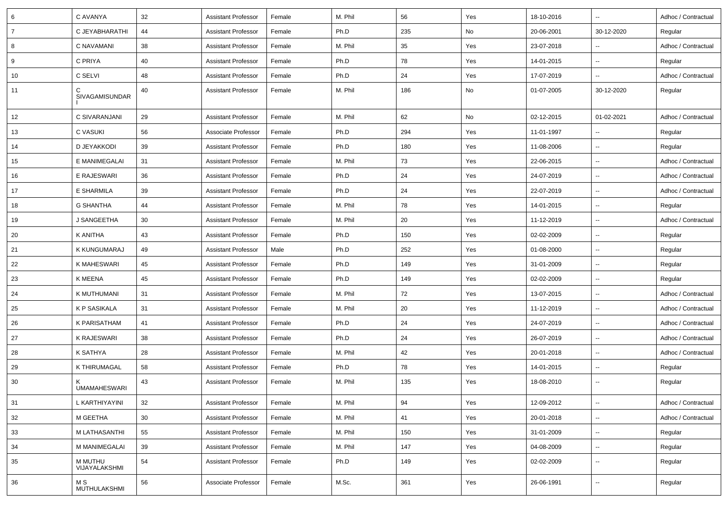| 6 | C AVANYA | 32 | Assistant Professor | Female | M. Phil | 56 | Yes | 18-10-2016 | -- | Adhoc / Contractual |
|---|---|---|---|---|---|---|---|---|---|---|
| 7 | C JEYABHARATHI | 44 | Assistant Professor | Female | Ph.D | 235 | No | 20-06-2001 | 30-12-2020 | Regular |
| 8 | C NAVAMANI | 38 | Assistant Professor | Female | M. Phil | 35 | Yes | 23-07-2018 | -- | Adhoc / Contractual |
| 9 | C PRIYA | 40 | Assistant Professor | Female | Ph.D | 78 | Yes | 14-01-2015 | -- | Regular |
| 10 | C SELVI | 48 | Assistant Professor | Female | Ph.D | 24 | Yes | 17-07-2019 | -- | Adhoc / Contractual |
| 11 | C SIVAGAMISUNDARI | 40 | Assistant Professor | Female | M. Phil | 186 | No | 01-07-2005 | 30-12-2020 | Regular |
| 12 | C SIVARANJANI | 29 | Assistant Professor | Female | M. Phil | 62 | No | 02-12-2015 | 01-02-2021 | Adhoc / Contractual |
| 13 | C VASUKI | 56 | Associate Professor | Female | Ph.D | 294 | Yes | 11-01-1997 | -- | Regular |
| 14 | D JEYAKKODI | 39 | Assistant Professor | Female | Ph.D | 180 | Yes | 11-08-2006 | -- | Regular |
| 15 | E MANIMEGALAI | 31 | Assistant Professor | Female | M. Phil | 73 | Yes | 22-06-2015 | -- | Adhoc / Contractual |
| 16 | E RAJESWARI | 36 | Assistant Professor | Female | Ph.D | 24 | Yes | 24-07-2019 | -- | Adhoc / Contractual |
| 17 | E SHARMILA | 39 | Assistant Professor | Female | Ph.D | 24 | Yes | 22-07-2019 | -- | Adhoc / Contractual |
| 18 | G SHANTHA | 44 | Assistant Professor | Female | M. Phil | 78 | Yes | 14-01-2015 | -- | Regular |
| 19 | J SANGEETHA | 30 | Assistant Professor | Female | M. Phil | 20 | Yes | 11-12-2019 | -- | Adhoc / Contractual |
| 20 | K ANITHA | 43 | Assistant Professor | Female | Ph.D | 150 | Yes | 02-02-2009 | -- | Regular |
| 21 | K KUNGUMARAJ | 49 | Assistant Professor | Male | Ph.D | 252 | Yes | 01-08-2000 | -- | Regular |
| 22 | K MAHESWARI | 45 | Assistant Professor | Female | Ph.D | 149 | Yes | 31-01-2009 | -- | Regular |
| 23 | K MEENA | 45 | Assistant Professor | Female | Ph.D | 149 | Yes | 02-02-2009 | -- | Regular |
| 24 | K MUTHUMANI | 31 | Assistant Professor | Female | M. Phil | 72 | Yes | 13-07-2015 | -- | Adhoc / Contractual |
| 25 | K P SASIKALA | 31 | Assistant Professor | Female | M. Phil | 20 | Yes | 11-12-2019 | -- | Adhoc / Contractual |
| 26 | K PARISATHAM | 41 | Assistant Professor | Female | Ph.D | 24 | Yes | 24-07-2019 | -- | Adhoc / Contractual |
| 27 | K RAJESWARI | 38 | Assistant Professor | Female | Ph.D | 24 | Yes | 26-07-2019 | -- | Adhoc / Contractual |
| 28 | K SATHYA | 28 | Assistant Professor | Female | M. Phil | 42 | Yes | 20-01-2018 | -- | Adhoc / Contractual |
| 29 | K THIRUMAGAL | 58 | Assistant Professor | Female | Ph.D | 78 | Yes | 14-01-2015 | -- | Regular |
| 30 | K UMAMAHESWARI | 43 | Assistant Professor | Female | M. Phil | 135 | Yes | 18-08-2010 | -- | Regular |
| 31 | L KARTHIYAYINI | 32 | Assistant Professor | Female | M. Phil | 94 | Yes | 12-09-2012 | -- | Adhoc / Contractual |
| 32 | M GEETHA | 30 | Assistant Professor | Female | M. Phil | 41 | Yes | 20-01-2018 | -- | Adhoc / Contractual |
| 33 | M LATHASANTHI | 55 | Assistant Professor | Female | M. Phil | 150 | Yes | 31-01-2009 | -- | Regular |
| 34 | M MANIMEGALAI | 39 | Assistant Professor | Female | M. Phil | 147 | Yes | 04-08-2009 | -- | Regular |
| 35 | M MUTHU VIJAYALAKSHMI | 54 | Assistant Professor | Female | Ph.D | 149 | Yes | 02-02-2009 | -- | Regular |
| 36 | M S MUTHULAKSHMI | 56 | Associate Professor | Female | M.Sc. | 361 | Yes | 26-06-1991 | -- | Regular |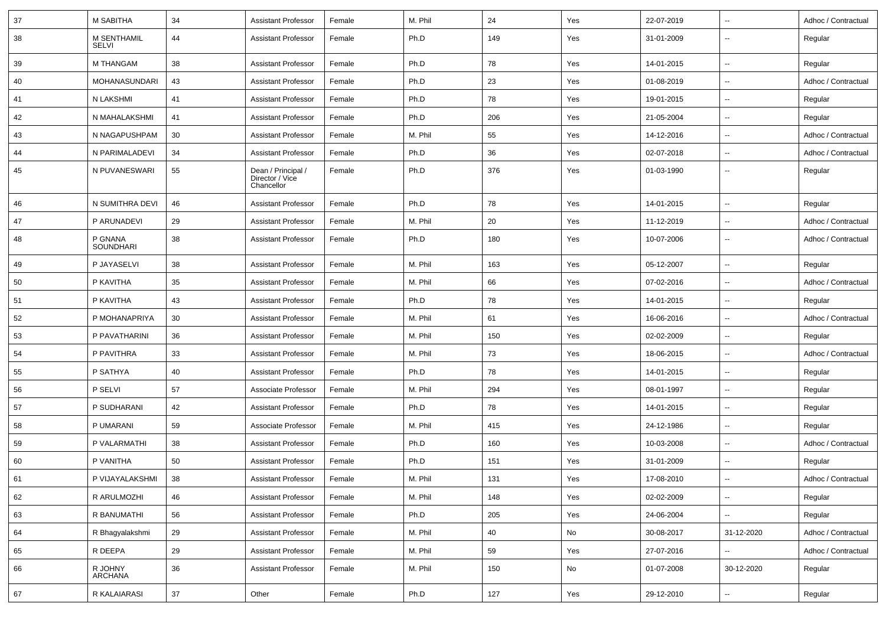| 37 | M SABITHA | 34 | Assistant Professor | Female | M. Phil | 24 | Yes | 22-07-2019 | -- | Adhoc / Contractual |
|---|---|---|---|---|---|---|---|---|---|---|
| 38 | M SENTHAMIL SELVI | 44 | Assistant Professor | Female | Ph.D | 149 | Yes | 31-01-2009 | -- | Regular |
| 39 | M THANGAM | 38 | Assistant Professor | Female | Ph.D | 78 | Yes | 14-01-2015 | -- | Regular |
| 40 | MOHANASUNDARI | 43 | Assistant Professor | Female | Ph.D | 23 | Yes | 01-08-2019 | -- | Adhoc / Contractual |
| 41 | N LAKSHMI | 41 | Assistant Professor | Female | Ph.D | 78 | Yes | 19-01-2015 | -- | Regular |
| 42 | N MAHALAKSHMI | 41 | Assistant Professor | Female | Ph.D | 206 | Yes | 21-05-2004 | -- | Regular |
| 43 | N NAGAPUSHPAM | 30 | Assistant Professor | Female | M. Phil | 55 | Yes | 14-12-2016 | -- | Adhoc / Contractual |
| 44 | N PARIMALADEVI | 34 | Assistant Professor | Female | Ph.D | 36 | Yes | 02-07-2018 | -- | Adhoc / Contractual |
| 45 | N PUVANESWARI | 55 | Dean / Principal / Director / Vice Chancellor | Female | Ph.D | 376 | Yes | 01-03-1990 | -- | Regular |
| 46 | N SUMITHRA DEVI | 46 | Assistant Professor | Female | Ph.D | 78 | Yes | 14-01-2015 | -- | Regular |
| 47 | P ARUNADEVI | 29 | Assistant Professor | Female | M. Phil | 20 | Yes | 11-12-2019 | -- | Adhoc / Contractual |
| 48 | P GNANA SOUNDHARI | 38 | Assistant Professor | Female | Ph.D | 180 | Yes | 10-07-2006 | -- | Adhoc / Contractual |
| 49 | P JAYASELVI | 38 | Assistant Professor | Female | M. Phil | 163 | Yes | 05-12-2007 | -- | Regular |
| 50 | P KAVITHA | 35 | Assistant Professor | Female | M. Phil | 66 | Yes | 07-02-2016 | -- | Adhoc / Contractual |
| 51 | P KAVITHA | 43 | Assistant Professor | Female | Ph.D | 78 | Yes | 14-01-2015 | -- | Regular |
| 52 | P MOHANAPRIYA | 30 | Assistant Professor | Female | M. Phil | 61 | Yes | 16-06-2016 | -- | Adhoc / Contractual |
| 53 | P PAVATHARINI | 36 | Assistant Professor | Female | M. Phil | 150 | Yes | 02-02-2009 | -- | Regular |
| 54 | P PAVITHRA | 33 | Assistant Professor | Female | M. Phil | 73 | Yes | 18-06-2015 | -- | Adhoc / Contractual |
| 55 | P SATHYA | 40 | Assistant Professor | Female | Ph.D | 78 | Yes | 14-01-2015 | -- | Regular |
| 56 | P SELVI | 57 | Associate Professor | Female | M. Phil | 294 | Yes | 08-01-1997 | -- | Regular |
| 57 | P SUDHARANI | 42 | Assistant Professor | Female | Ph.D | 78 | Yes | 14-01-2015 | -- | Regular |
| 58 | P UMARANI | 59 | Associate Professor | Female | M. Phil | 415 | Yes | 24-12-1986 | -- | Regular |
| 59 | P VALARMATHI | 38 | Assistant Professor | Female | Ph.D | 160 | Yes | 10-03-2008 | -- | Adhoc / Contractual |
| 60 | P VANITHA | 50 | Assistant Professor | Female | Ph.D | 151 | Yes | 31-01-2009 | -- | Regular |
| 61 | P VIJAYALAKSHMI | 38 | Assistant Professor | Female | M. Phil | 131 | Yes | 17-08-2010 | -- | Adhoc / Contractual |
| 62 | R ARULMOZHI | 46 | Assistant Professor | Female | M. Phil | 148 | Yes | 02-02-2009 | -- | Regular |
| 63 | R BANUMATHI | 56 | Assistant Professor | Female | Ph.D | 205 | Yes | 24-06-2004 | -- | Regular |
| 64 | R Bhagyalakshmi | 29 | Assistant Professor | Female | M. Phil | 40 | No | 30-08-2017 | 31-12-2020 | Adhoc / Contractual |
| 65 | R DEEPA | 29 | Assistant Professor | Female | M. Phil | 59 | Yes | 27-07-2016 | -- | Adhoc / Contractual |
| 66 | R JOHNY ARCHANA | 36 | Assistant Professor | Female | M. Phil | 150 | No | 01-07-2008 | 30-12-2020 | Regular |
| 67 | R KALAIARASI | 37 | Other | Female | Ph.D | 127 | Yes | 29-12-2010 | -- | Regular |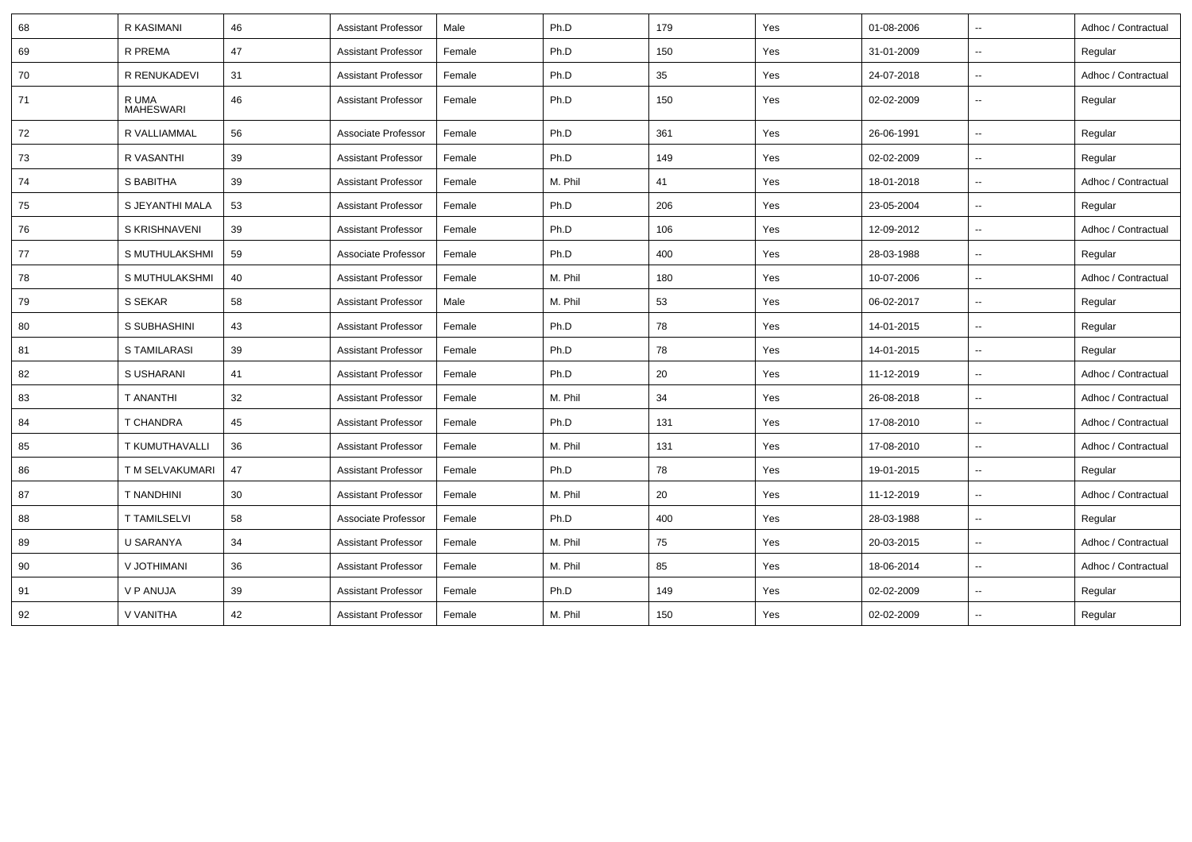| | | | | | | | | | | |
|---|---|---|---|---|---|---|---|---|---|---|
| 68 | R KASIMANI | 46 | Assistant Professor | Male | Ph.D | 179 | Yes | 01-08-2006 | -- | Adhoc / Contractual |
| 69 | R PREMA | 47 | Assistant Professor | Female | Ph.D | 150 | Yes | 31-01-2009 | -- | Regular |
| 70 | R RENUKADEVI | 31 | Assistant Professor | Female | Ph.D | 35 | Yes | 24-07-2018 | -- | Adhoc / Contractual |
| 71 | R UMA MAHESWARI | 46 | Assistant Professor | Female | Ph.D | 150 | Yes | 02-02-2009 | -- | Regular |
| 72 | R VALLIAMMAL | 56 | Associate Professor | Female | Ph.D | 361 | Yes | 26-06-1991 | -- | Regular |
| 73 | R VASANTHI | 39 | Assistant Professor | Female | Ph.D | 149 | Yes | 02-02-2009 | -- | Regular |
| 74 | S BABITHA | 39 | Assistant Professor | Female | M. Phil | 41 | Yes | 18-01-2018 | -- | Adhoc / Contractual |
| 75 | S JEYANTHI MALA | 53 | Assistant Professor | Female | Ph.D | 206 | Yes | 23-05-2004 | -- | Regular |
| 76 | S KRISHNAVENI | 39 | Assistant Professor | Female | Ph.D | 106 | Yes | 12-09-2012 | -- | Adhoc / Contractual |
| 77 | S MUTHULAKSHMI | 59 | Associate Professor | Female | Ph.D | 400 | Yes | 28-03-1988 | -- | Regular |
| 78 | S MUTHULAKSHMI | 40 | Assistant Professor | Female | M. Phil | 180 | Yes | 10-07-2006 | -- | Adhoc / Contractual |
| 79 | S SEKAR | 58 | Assistant Professor | Male | M. Phil | 53 | Yes | 06-02-2017 | -- | Regular |
| 80 | S SUBHASHINI | 43 | Assistant Professor | Female | Ph.D | 78 | Yes | 14-01-2015 | -- | Regular |
| 81 | S TAMILARASI | 39 | Assistant Professor | Female | Ph.D | 78 | Yes | 14-01-2015 | -- | Regular |
| 82 | S USHARANI | 41 | Assistant Professor | Female | Ph.D | 20 | Yes | 11-12-2019 | -- | Adhoc / Contractual |
| 83 | T ANANTHI | 32 | Assistant Professor | Female | M. Phil | 34 | Yes | 26-08-2018 | -- | Adhoc / Contractual |
| 84 | T CHANDRA | 45 | Assistant Professor | Female | Ph.D | 131 | Yes | 17-08-2010 | -- | Adhoc / Contractual |
| 85 | T KUMUTHAVALLI | 36 | Assistant Professor | Female | M. Phil | 131 | Yes | 17-08-2010 | -- | Adhoc / Contractual |
| 86 | T M SELVAKUMARI | 47 | Assistant Professor | Female | Ph.D | 78 | Yes | 19-01-2015 | -- | Regular |
| 87 | T NANDHINI | 30 | Assistant Professor | Female | M. Phil | 20 | Yes | 11-12-2019 | -- | Adhoc / Contractual |
| 88 | T TAMILSELVI | 58 | Associate Professor | Female | Ph.D | 400 | Yes | 28-03-1988 | -- | Regular |
| 89 | U SARANYA | 34 | Assistant Professor | Female | M. Phil | 75 | Yes | 20-03-2015 | -- | Adhoc / Contractual |
| 90 | V JOTHIMANI | 36 | Assistant Professor | Female | M. Phil | 85 | Yes | 18-06-2014 | -- | Adhoc / Contractual |
| 91 | V P ANUJA | 39 | Assistant Professor | Female | Ph.D | 149 | Yes | 02-02-2009 | -- | Regular |
| 92 | V VANITHA | 42 | Assistant Professor | Female | M. Phil | 150 | Yes | 02-02-2009 | -- | Regular |